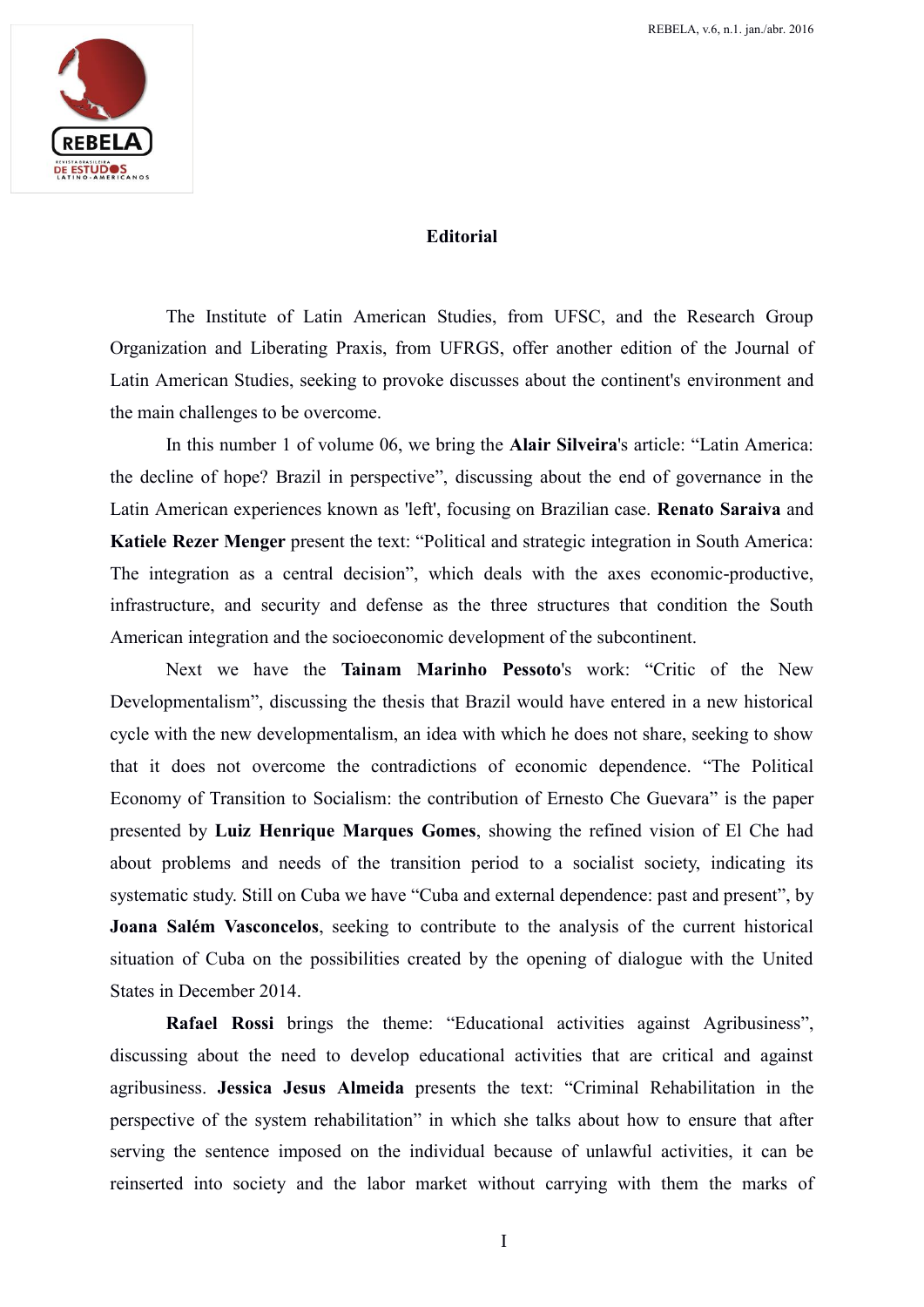# Editorial

The Institute of Latin American Studies, from UFSC, and the Research Group Organization and Liberating Praxis, from UFRGS, offer another edition of the Journal of Latin American Studies, seeking to provoke discusses about the continent's environment and the main challenges to be overcome.

In this number 1 of volume 06, we bring the **Alair Silveira**'s article: "Latin America: the decline of hope? Brazil in perspective", discussing about the end of governance in the Latin American experiences known as 'left', focusing on Brazilian case. **Renato Saraiva** and **Katiele Rezer Menger** present the text: "Political and strategic integration in South America: The integration as a central decision", which deals with the axes economic-productive, infrastructure, and security and defense as the three structures that condition the South American integration and the socioeconomic development of the subcontinent.

Next we have the **Tainam Marinho Pessoto**'s work: "Critic of the New Developmentalism", discussing the thesis that Brazil would have entered in a new historical cycle with the new developmentalism, an idea with which he does not share, seeking to show that it does not overcome the contradictions of economic dependence. "The Political Economy of Transition to Socialism: the contribution of Ernesto Che Guevara" is the paper presented by **Luiz Henrique Marques Gomes**, showing the refined vision of El Che had about problems and needs of the transition period to a socialist society, indicating its systematic study. Still on Cuba we have "Cuba and external dependence: past and present", by **Joana Salém Vasconcelos**, seeking to contribute to the analysis of the current historical situation of Cuba on the possibilities created by the opening of dialogue with the United States in December 2014.

**Rafael Rossi** brings the theme: "Educational activities against Agribusiness", discussing about the need to develop educational activities that are critical and against agribusiness. **Jessica Jesus Almeida** presents the text: "Criminal Rehabilitation in the perspective of the system rehabilitation" in which she talks about how to ensure that after serving the sentence imposed on the individual because of unlawful activities, it can be reinserted into society and the labor market without carrying with them the marks of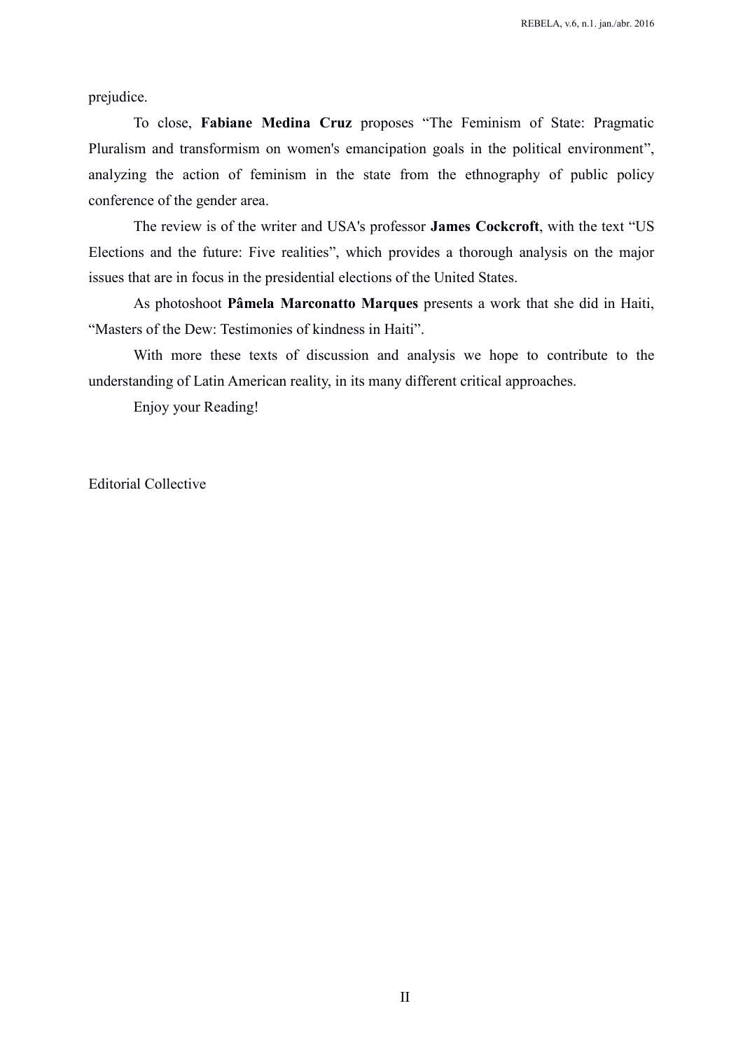prejudice.

To close, **Fabiane Medina Cruz** proposes “The Feminism of State: Pragmatic Pluralism and transformism on women's emancipation goals in the political environment”, analyzing the action of feminism in the state from the ethnography of public policy conference of the gender area.

The review is of the writer and USA's professor **James Cockcroft**, with the text “US Elections and the future: Five realities”, which provides a thorough analysis on the major issues that are in focus in the presidential elections of the United States.

As photoshoot **Pâmela Marconatto Marques** presents a work that she did in Haiti, “Masters of the Dew: Testimonies of kindness in Haiti”.

With more these texts of discussion and analysis we hope to contribute to the understanding of Latin American reality, in its many different critical approaches.

Enjoy your Reading!

Editorial Collective